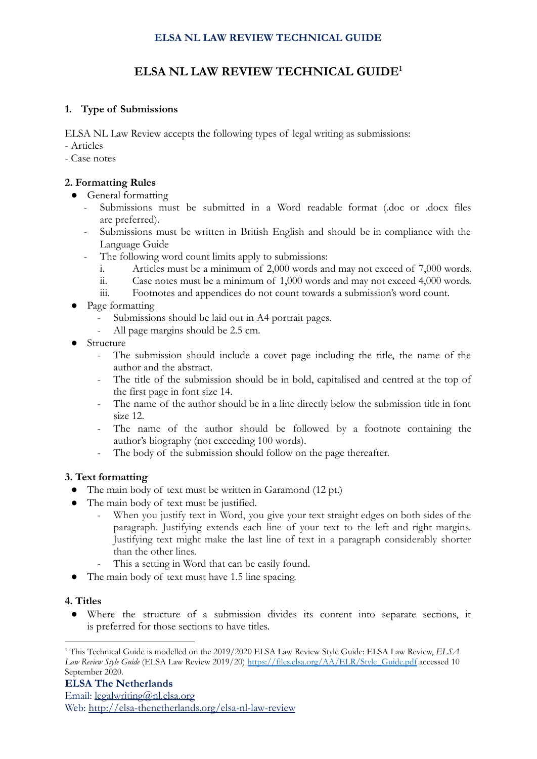# ELSA NL LAW REVIEW TECHNICAL GUIDE[1]

## 1. Type of Submissions

ELSA NL Law Review accepts the following types of legal writing as submissions:
- Articles
- Case notes

## 2. Formatting Rules

- General formatting
  - Submissions must be submitted in a Word readable format (.doc or .docx files are preferred).
  - Submissions must be written in British English and should be in compliance with the Language Guide
  - The following word count limits apply to submissions:
    i. Articles must be a minimum of 2,000 words and may not exceed of 7,000 words.
    ii. Case notes must be a minimum of 1,000 words and may not exceed 4,000 words.
    iii. Footnotes and appendices do not count towards a submission's word count.
- Page formatting
  - Submissions should be laid out in A4 portrait pages.
  - All page margins should be 2.5 cm.
- Structure
  - The submission should include a cover page including the title, the name of the author and the abstract.
  - The title of the submission should be in bold, capitalised and centred at the top of the first page in font size 14.
  - The name of the author should be in a line directly below the submission title in font size 12.
  - The name of the author should be followed by a footnote containing the author's biography (not exceeding 100 words).
  - The body of the submission should follow on the page thereafter.

## 3. Text formatting

- The main body of text must be written in Garamond (12 pt.)
- The main body of text must be justified.
  - When you justify text in Word, you give your text straight edges on both sides of the paragraph. Justifying extends each line of your text to the left and right margins. Justifying text might make the last line of text in a paragraph considerably shorter than the other lines.
  - This a setting in Word that can be easily found.
- The main body of text must have 1.5 line spacing.

## 4. Titles

- Where the structure of a submission divides its content into separate sections, it is preferred for those sections to have titles.

---

[1] This Technical Guide is modelled on the 2019/2020 ELSA Law Review Style Guide: ELSA Law Review, *ELSA Law Review Style Guide* (ELSA Law Review 2019/20) https://files.elsa.org/AA/ELR/Style_Guide.pdf accessed 10 September 2020.

**ELSA The Netherlands**
Email: legalwriting@nl.elsa.org
Web: http://elsa-thenetherlands.org/elsa-nl-law-review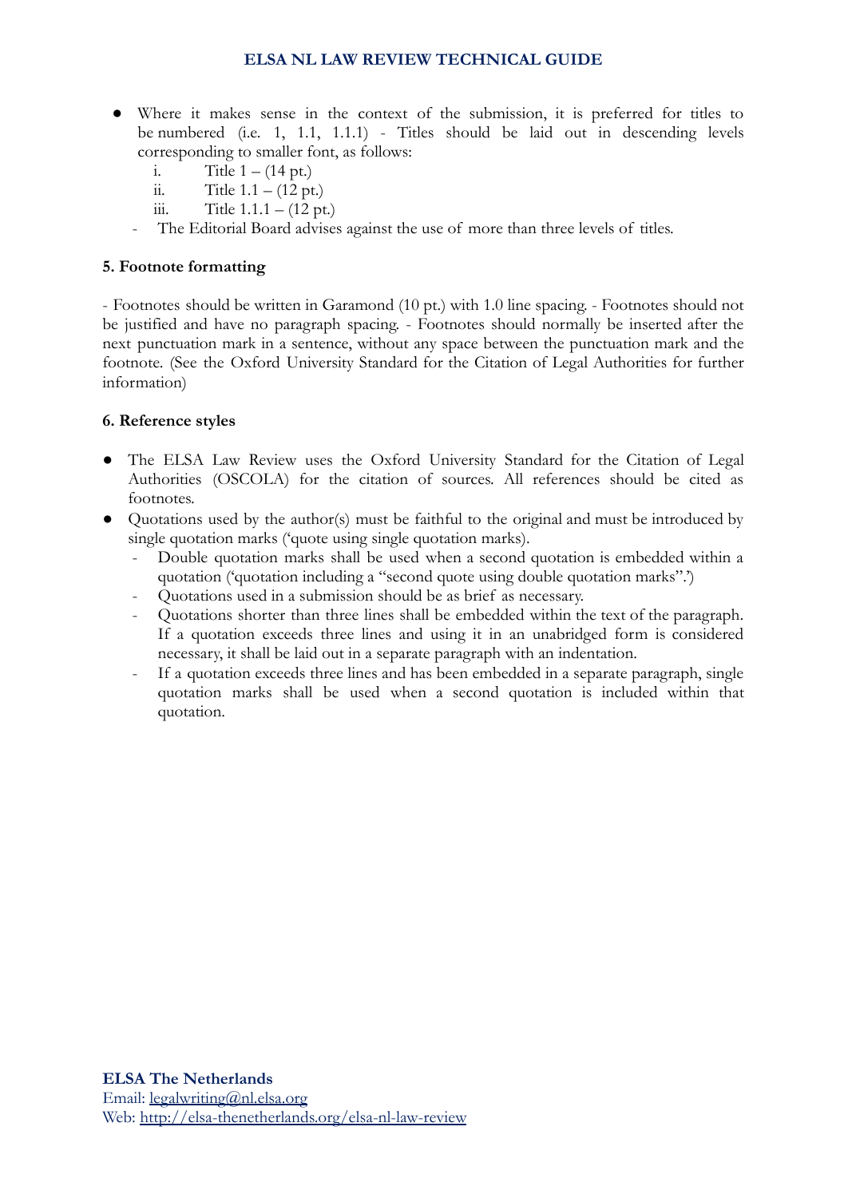- Where it makes sense in the context of the submission, it is preferred for titles to be numbered (i.e. 1, 1.1, 1.1.1) - Titles should be laid out in descending levels corresponding to smaller font, as follows:
  - i. Title 1 – (14 pt.)
  - ii. Title 1.1 – (12 pt.)
  - iii. Title 1.1.1 – (12 pt.)
- The Editorial Board advises against the use of more than three levels of titles.

**5. Footnote formatting**

- Footnotes should be written in Garamond (10 pt.) with 1.0 line spacing. - Footnotes should not be justified and have no paragraph spacing. - Footnotes should normally be inserted after the next punctuation mark in a sentence, without any space between the punctuation mark and the footnote. (See the Oxford University Standard for the Citation of Legal Authorities for further information)

**6. Reference styles**

- The ELSA Law Review uses the Oxford University Standard for the Citation of Legal Authorities (OSCOLA) for the citation of sources. All references should be cited as footnotes.
- Quotations used by the author(s) must be faithful to the original and must be introduced by single quotation marks ('quote using single quotation marks).
  - Double quotation marks shall be used when a second quotation is embedded within a quotation ('quotation including a "second quote using double quotation marks".')
  - Quotations used in a submission should be as brief as necessary.
  - Quotations shorter than three lines shall be embedded within the text of the paragraph. If a quotation exceeds three lines and using it in an unabridged form is considered necessary, it shall be laid out in a separate paragraph with an indentation.
  - If a quotation exceeds three lines and has been embedded in a separate paragraph, single quotation marks shall be used when a second quotation is included within that quotation.

**ELSA The Netherlands**
Email: legalwriting@nl.elsa.org
Web: http://elsa-thenetherlands.org/elsa-nl-law-review